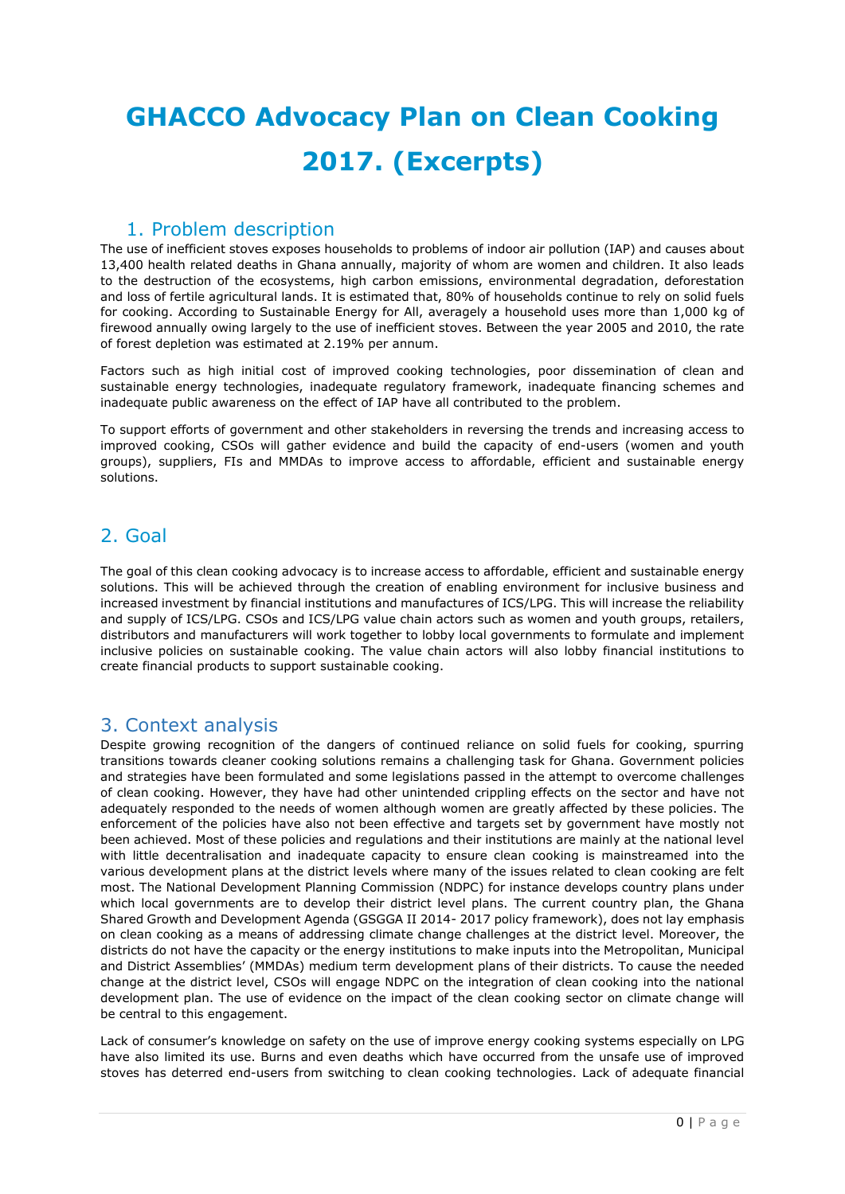# GHACCO Advocacy Plan on Clean Cooking 2017. (Excerpts)

## 1. Problem description

The use of inefficient stoves exposes households to problems of indoor air pollution (IAP) and causes about 13,400 health related deaths in Ghana annually, majority of whom are women and children. It also leads to the destruction of the ecosystems, high carbon emissions, environmental degradation, deforestation and loss of fertile agricultural lands. It is estimated that, 80% of households continue to rely on solid fuels for cooking. According to Sustainable Energy for All, averagely a household uses more than 1,000 kg of firewood annually owing largely to the use of inefficient stoves. Between the year 2005 and 2010, the rate of forest depletion was estimated at 2.19% per annum.

Factors such as high initial cost of improved cooking technologies, poor dissemination of clean and sustainable energy technologies, inadequate regulatory framework, inadequate financing schemes and inadequate public awareness on the effect of IAP have all contributed to the problem.

To support efforts of government and other stakeholders in reversing the trends and increasing access to improved cooking, CSOs will gather evidence and build the capacity of end-users (women and youth groups), suppliers, FIs and MMDAs to improve access to affordable, efficient and sustainable energy solutions.

## 2. Goal

The goal of this clean cooking advocacy is to increase access to affordable, efficient and sustainable energy solutions. This will be achieved through the creation of enabling environment for inclusive business and increased investment by financial institutions and manufactures of ICS/LPG. This will increase the reliability and supply of ICS/LPG. CSOs and ICS/LPG value chain actors such as women and youth groups, retailers, distributors and manufacturers will work together to lobby local governments to formulate and implement inclusive policies on sustainable cooking. The value chain actors will also lobby financial institutions to create financial products to support sustainable cooking.

## 3. Context analysis

Despite growing recognition of the dangers of continued reliance on solid fuels for cooking, spurring transitions towards cleaner cooking solutions remains a challenging task for Ghana. Government policies and strategies have been formulated and some legislations passed in the attempt to overcome challenges of clean cooking. However, they have had other unintended crippling effects on the sector and have not adequately responded to the needs of women although women are greatly affected by these policies. The enforcement of the policies have also not been effective and targets set by government have mostly not been achieved. Most of these policies and regulations and their institutions are mainly at the national level with little decentralisation and inadequate capacity to ensure clean cooking is mainstreamed into the various development plans at the district levels where many of the issues related to clean cooking are felt most. The National Development Planning Commission (NDPC) for instance develops country plans under which local governments are to develop their district level plans. The current country plan, the Ghana Shared Growth and Development Agenda (GSGGA II 2014- 2017 policy framework), does not lay emphasis on clean cooking as a means of addressing climate change challenges at the district level. Moreover, the districts do not have the capacity or the energy institutions to make inputs into the Metropolitan, Municipal and District Assemblies' (MMDAs) medium term development plans of their districts. To cause the needed change at the district level, CSOs will engage NDPC on the integration of clean cooking into the national development plan. The use of evidence on the impact of the clean cooking sector on climate change will be central to this engagement.

Lack of consumer's knowledge on safety on the use of improve energy cooking systems especially on LPG have also limited its use. Burns and even deaths which have occurred from the unsafe use of improved stoves has deterred end-users from switching to clean cooking technologies. Lack of adequate financial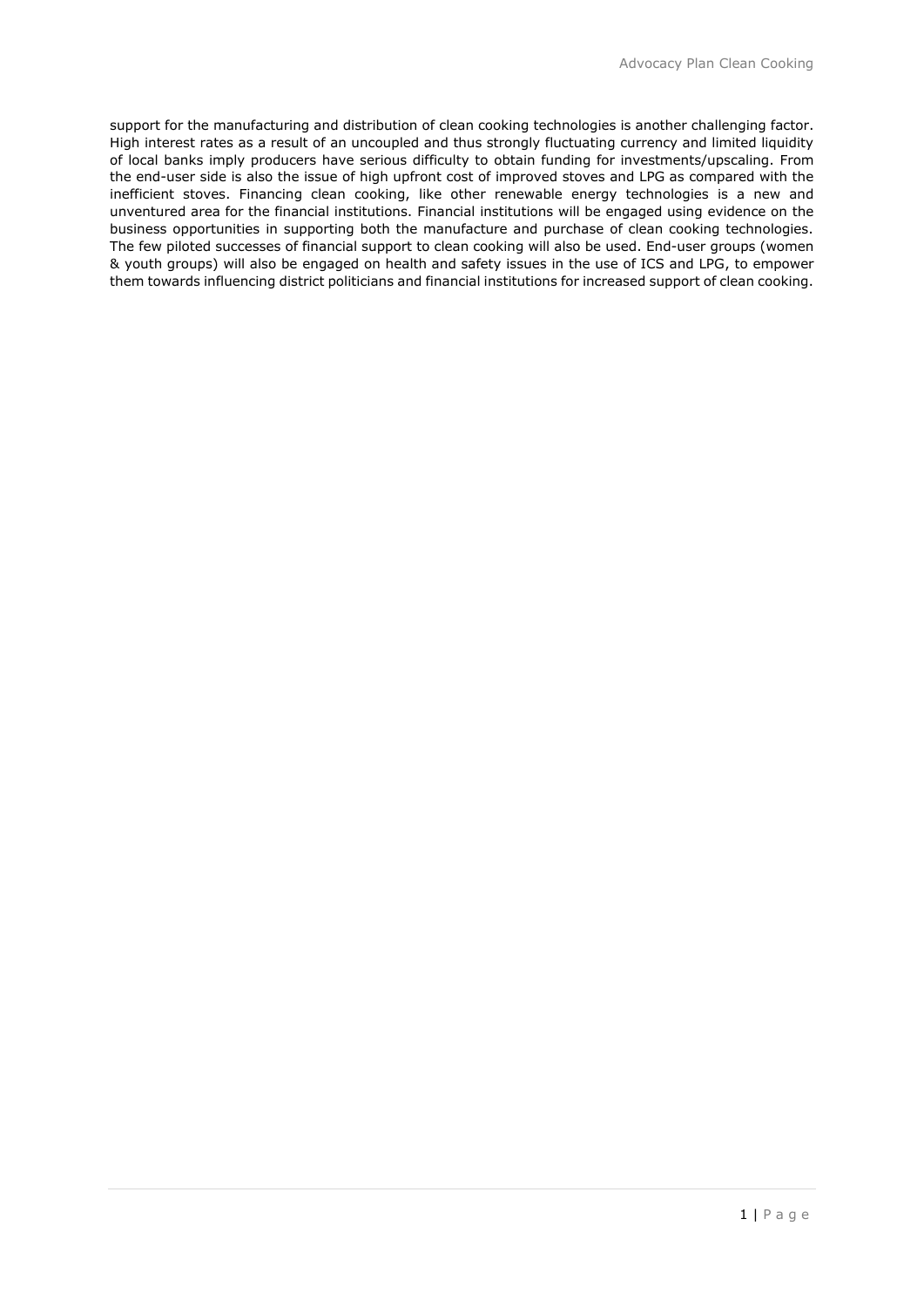support for the manufacturing and distribution of clean cooking technologies is another challenging factor. High interest rates as a result of an uncoupled and thus strongly fluctuating currency and limited liquidity of local banks imply producers have serious difficulty to obtain funding for investments/upscaling. From the end-user side is also the issue of high upfront cost of improved stoves and LPG as compared with the inefficient stoves. Financing clean cooking, like other renewable energy technologies is a new and unventured area for the financial institutions. Financial institutions will be engaged using evidence on the business opportunities in supporting both the manufacture and purchase of clean cooking technologies. The few piloted successes of financial support to clean cooking will also be used. End-user groups (women & youth groups) will also be engaged on health and safety issues in the use of ICS and LPG, to empower them towards influencing district politicians and financial institutions for increased support of clean cooking.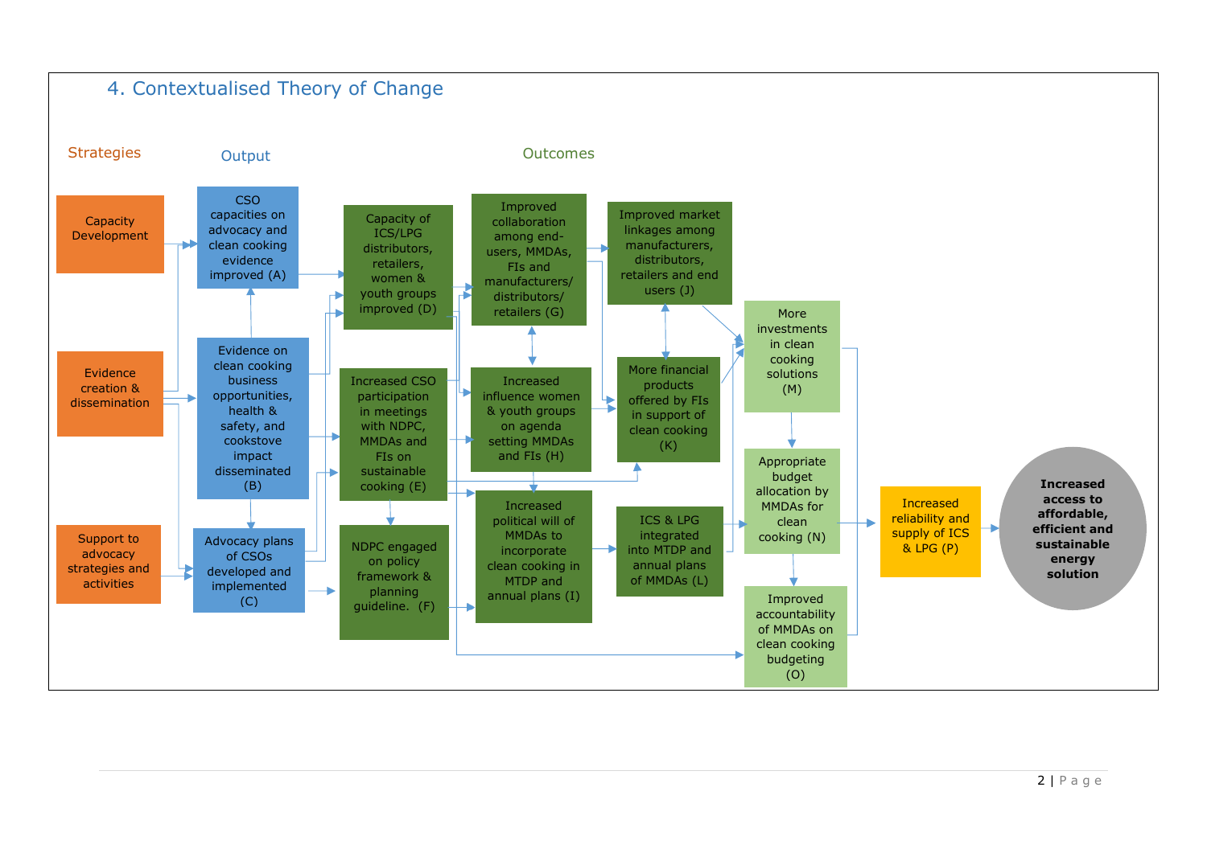## 4. Contextualised Theory of Change

Strategies

Output

Outcomes

Capacity Development

Evidence creation & dissemination

Support to advocacy strategies and activities

CSO capacities on advocacy and clean cooking evidence improved (A)

Evidence on clean cooking business opportunities, health & safety, and cookstove impact disseminated (B)

Advocacy plans of CSOs developed and implemented (C)

Capacity of ICS/LPG distributors, retailers, women & youth groups improved (D)

Increased CSO participation in meetings with NDPC, MMDAs and FIs on sustainable cooking (E)

NDPC engaged on policy framework & planning guideline. (F)

Improved collaboration among end-users, MMDAs, FIs and manufacturers/ distributors/ retailers (G)

Increased influence women & youth groups on agenda setting MMDAs and FIs (H)

Increased political will of MMDAs to incorporate clean cooking in MTDP and annual plans (I)

Improved market linkages among manufacturers, distributors, retailers and end users (J)

More financial products offered by FIs in support of clean cooking (K)

ICS & LPG integrated into MTDP and annual plans of MMDAs (L)

More investments in clean cooking solutions (M)

Appropriate budget allocation by MMDAs for clean cooking (N)

Improved accountability of MMDAs on clean cooking budgeting (O)

Increased reliability and supply of ICS & LPG (P)

**Increased access to affordable, efficient and sustainable energy solution**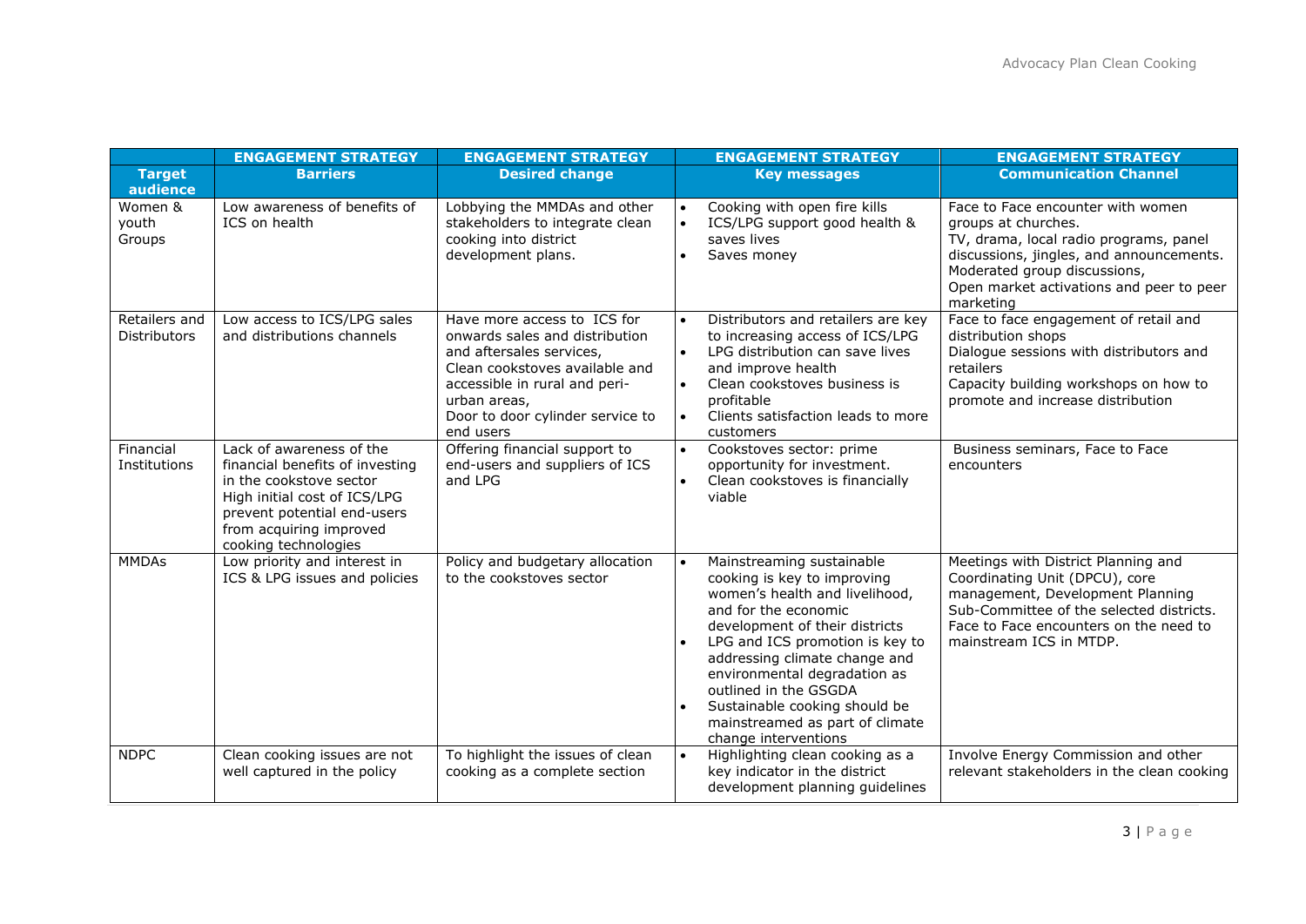| | ENGAGEMENT STRATEGY | ENGAGEMENT STRATEGY | ENGAGEMENT STRATEGY | ENGAGEMENT STRATEGY |
|---|---|---|---|---|
| **Target audience** | **Barriers** | **Desired change** | **Key messages** | **Communication Channel** |
| Women & youth Groups | Low awareness of benefits of ICS on health | Lobbying the MMDAs and other stakeholders to integrate clean cooking into district development plans. | • Cooking with open fire kills<br>• ICS/LPG support good health & saves lives<br>• Saves money | Face to Face encounter with women groups at churches.<br>TV, drama, local radio programs, panel discussions, jingles, and announcements.<br>Moderated group discussions,<br>Open market activations and peer to peer marketing |
| Retailers and Distributors | Low access to ICS/LPG sales and distributions channels | Have more access to ICS for onwards sales and distribution and aftersales services,<br>Clean cookstoves available and accessible in rural and peri-urban areas,<br>Door to door cylinder service to end users | • Distributors and retailers are key to increasing access of ICS/LPG<br>• LPG distribution can save lives and improve health<br>• Clean cookstoves business is profitable<br>• Clients satisfaction leads to more customers | Face to face engagement of retail and distribution shops<br>Dialogue sessions with distributors and retailers<br>Capacity building workshops on how to promote and increase distribution |
| Financial Institutions | Lack of awareness of the financial benefits of investing in the cookstove sector<br>High initial cost of ICS/LPG prevent potential end-users from acquiring improved cooking technologies | Offering financial support to end-users and suppliers of ICS and LPG | • Cookstoves sector: prime opportunity for investment.<br>• Clean cookstoves is financially viable | Business seminars, Face to Face encounters |
| MMDAs | Low priority and interest in ICS & LPG issues and policies | Policy and budgetary allocation to the cookstoves sector | • Mainstreaming sustainable cooking is key to improving women's health and livelihood, and for the economic development of their districts<br>• LPG and ICS promotion is key to addressing climate change and environmental degradation as outlined in the GSGDA<br>• Sustainable cooking should be mainstreamed as part of climate change interventions | Meetings with District Planning and Coordinating Unit (DPCU), core management, Development Planning Sub-Committee of the selected districts.<br>Face to Face encounters on the need to mainstream ICS in MTDP. |
| NDPC | Clean cooking issues are not well captured in the policy | To highlight the issues of clean cooking as a complete section | • Highlighting clean cooking as a key indicator in the district development planning guidelines | Involve Energy Commission and other relevant stakeholders in the clean cooking |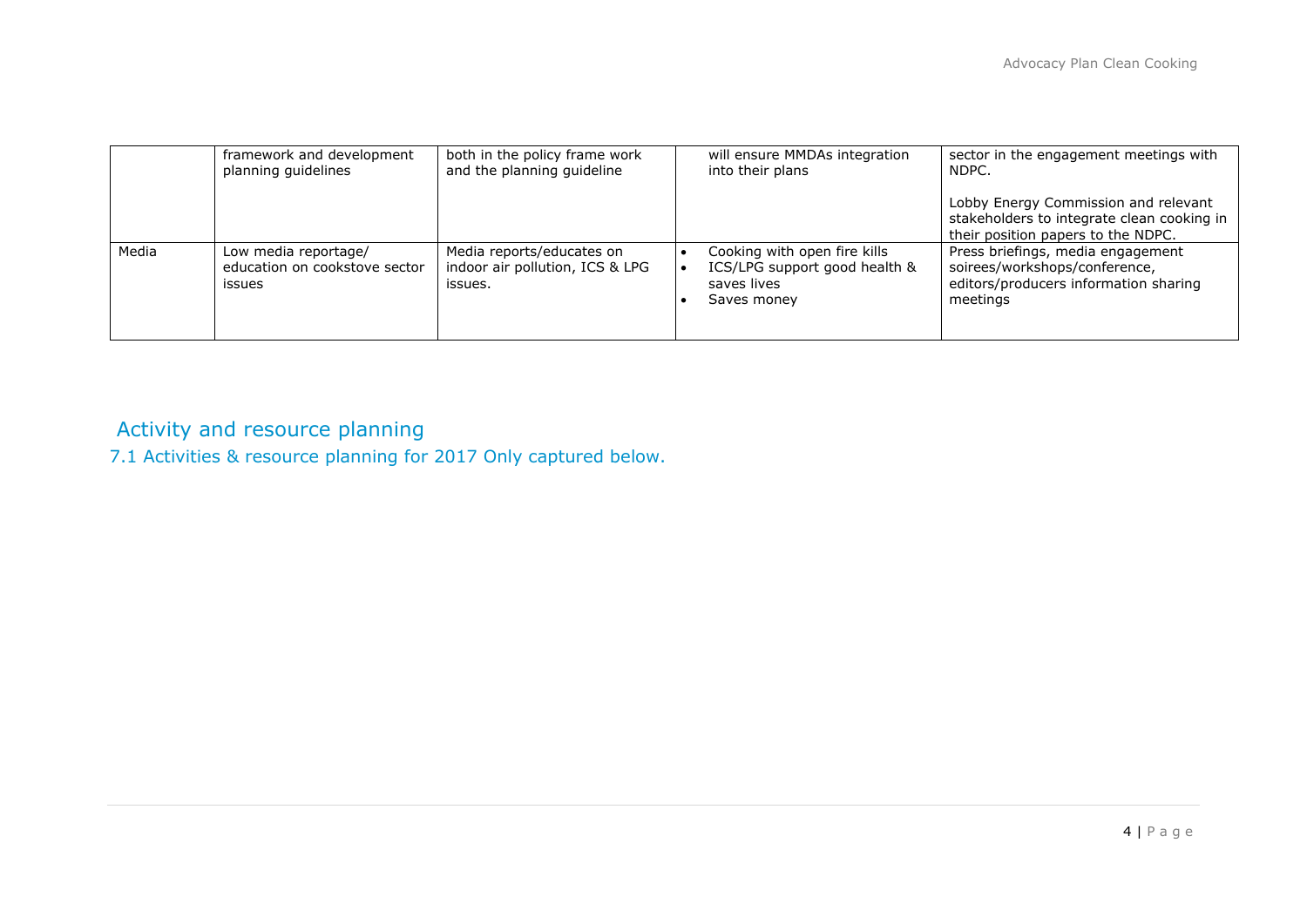| | framework and development planning guidelines | both in the policy frame work and the planning guideline | will ensure MMDAs integration into their plans | sector in the engagement meetings with NDPC.<br><br>Lobby Energy Commission and relevant stakeholders to integrate clean cooking in their position papers to the NDPC. |
|---|---|---|---|---|
| Media | Low media reportage/ education on cookstove sector issues | Media reports/educates on indoor air pollution, ICS & LPG issues. | • Cooking with open fire kills<br>• ICS/LPG support good health & saves lives<br>• Saves money | Press briefings, media engagement soirees/workshops/conference, editors/producers information sharing meetings |

# Activity and resource planning

## 7.1 Activities & resource planning for 2017 Only captured below.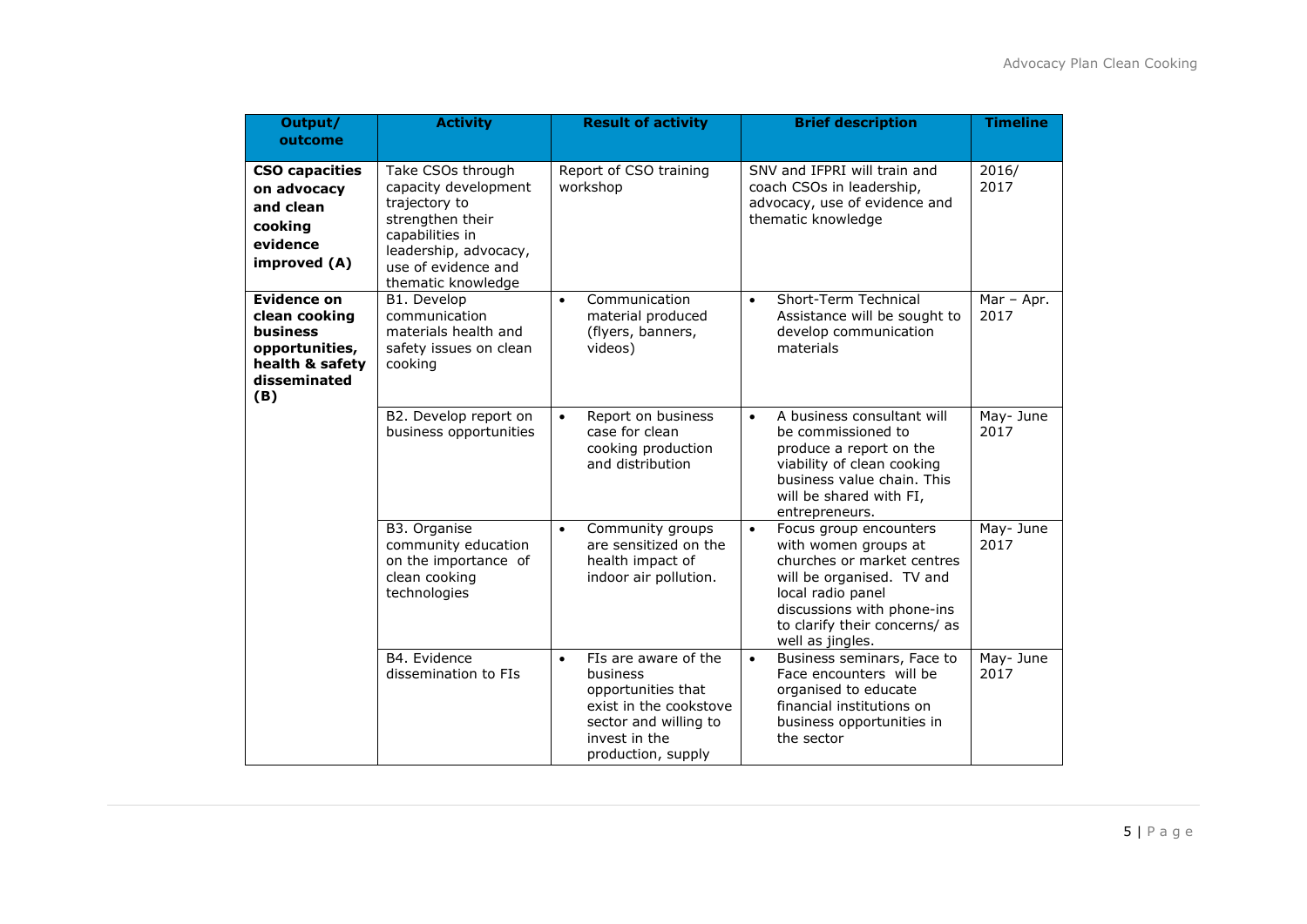| Output/ outcome | Activity | Result of activity | Brief description | Timeline |
|---|---|---|---|---|
| **CSO capacities on advocacy and clean cooking evidence improved (A)** | Take CSOs through capacity development trajectory to strengthen their capabilities in leadership, advocacy, use of evidence and thematic knowledge | Report of CSO training workshop | SNV and IFPRI will train and coach CSOs in leadership, advocacy, use of evidence and thematic knowledge | 2016/ 2017 |
| **Evidence on clean cooking business opportunities, health & safety disseminated (B)** | B1. Develop communication materials health and safety issues on clean cooking | • Communication material produced (flyers, banners, videos) | • Short-Term Technical Assistance will be sought to develop communication materials | Mar – Apr. 2017 |
| | B2. Develop report on business opportunities | • Report on business case for clean cooking production and distribution | • A business consultant will be commissioned to produce a report on the viability of clean cooking business value chain. This will be shared with FI, entrepreneurs. | May- June 2017 |
| | B3. Organise community education on the importance of clean cooking technologies | • Community groups are sensitized on the health impact of indoor air pollution. | • Focus group encounters with women groups at churches or market centres will be organised. TV and local radio panel discussions with phone-ins to clarify their concerns/ as well as jingles. | May- June 2017 |
| | B4. Evidence dissemination to FIs | • FIs are aware of the business opportunities that exist in the cookstove sector and willing to invest in the production, supply | • Business seminars, Face to Face encounters will be organised to educate financial institutions on business opportunities in the sector | May- June 2017 |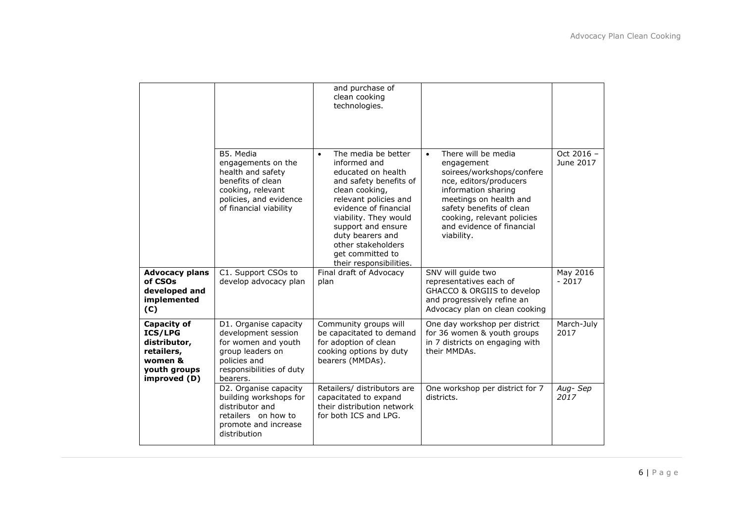| | | and purchase of clean cooking technologies. | | |
|---|---|---|---|---|
| | B5. Media engagements on the health and safety benefits of clean cooking, relevant policies, and evidence of financial viability | • The media be better informed and educated on health and safety benefits of clean cooking, relevant policies and evidence of financial viability. They would support and ensure duty bearers and other stakeholders get committed to their responsibilities. | • There will be media engagement soirees/workshops/conference, editors/producers information sharing meetings on health and safety benefits of clean cooking, relevant policies and evidence of financial viability. | Oct 2016 – June 2017 |
| **Advocacy plans of CSOs developed and implemented (C)** | C1. Support CSOs to develop advocacy plan | Final draft of Advocacy plan | SNV will guide two representatives each of GHACCO & ORGIIS to develop and progressively refine an Advocacy plan on clean cooking | May 2016 - 2017 |
| **Capacity of ICS/LPG distributor, retailers, women & youth groups improved (D)** | D1. Organise capacity development session for women and youth group leaders on policies and responsibilities of duty bearers. | Community groups will be capacitated to demand for adoption of clean cooking options by duty bearers (MMDAs). | One day workshop per district for 36 women & youth groups in 7 districts on engaging with their MMDAs. | March-July 2017 |
| | D2. Organise capacity building workshops for distributor and retailers on how to promote and increase distribution | Retailers/ distributors are capacitated to expand their distribution network for both ICS and LPG. | One workshop per district for 7 districts. | *Aug- Sep 2017* |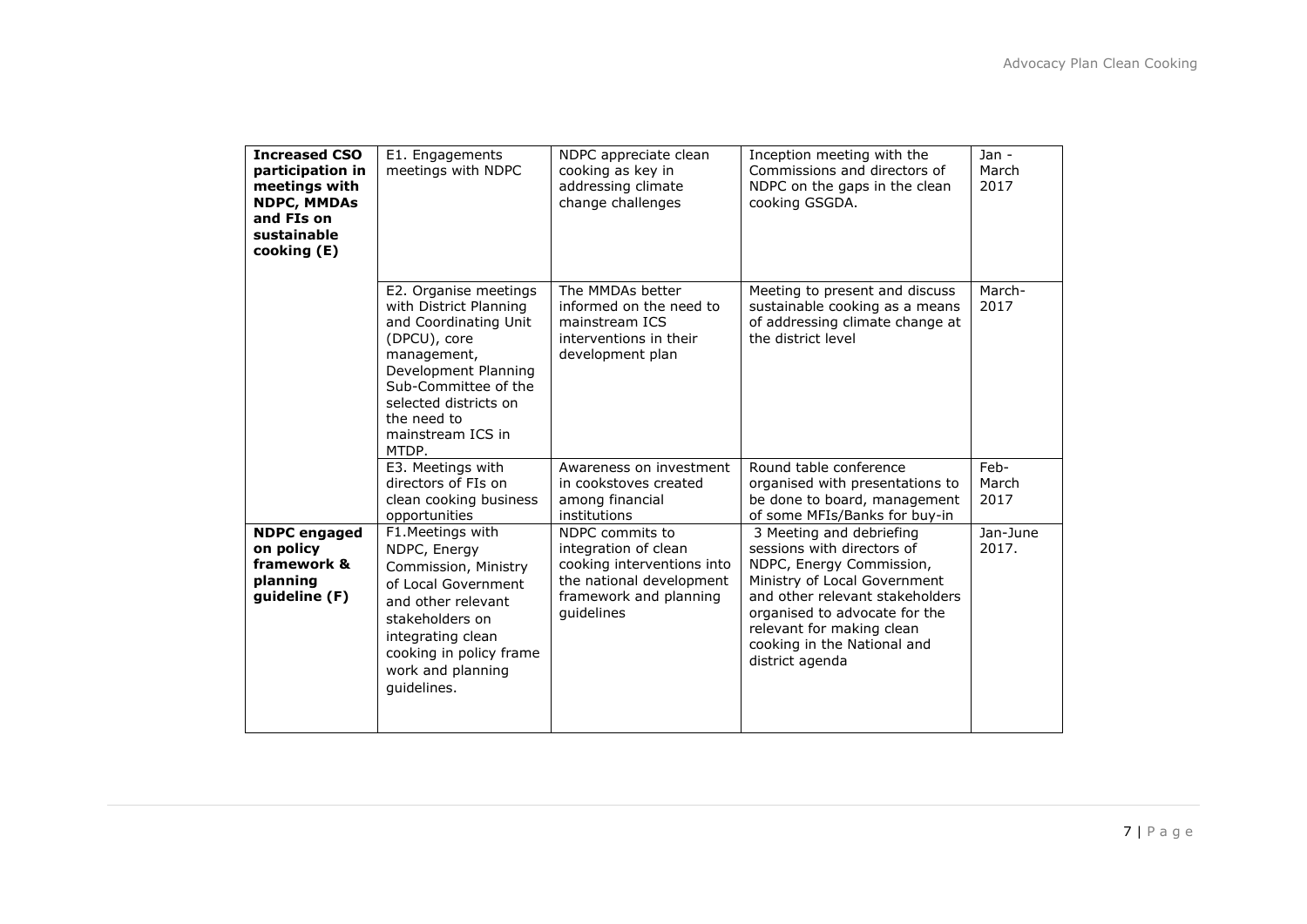| **Increased CSO participation in meetings with NDPC, MMDAs and FIs on sustainable cooking (E)** | E1. Engagements meetings with NDPC | NDPC appreciate clean cooking as key in addressing climate change challenges | Inception meeting with the Commissions and directors of NDPC on the gaps in the clean cooking GSGDA. | Jan - March 2017 |
|---|---|---|---|---|
| | E2. Organise meetings with District Planning and Coordinating Unit (DPCU), core management, Development Planning Sub-Committee of the selected districts on the need to mainstream ICS in MTDP. | The MMDAs better informed on the need to mainstream ICS interventions in their development plan | Meeting to present and discuss sustainable cooking as a means of addressing climate change at the district level | March-2017 |
| | E3. Meetings with directors of FIs on clean cooking business opportunities | Awareness on investment in cookstoves created among financial institutions | Round table conference organised with presentations to be done to board, management of some MFIs/Banks for buy-in | Feb-March 2017 |
| **NDPC engaged on policy framework & planning guideline (F)** | F1.Meetings with NDPC, Energy Commission, Ministry of Local Government and other relevant stakeholders on integrating clean cooking in policy frame work and planning guidelines. | NDPC commits to integration of clean cooking interventions into the national development framework and planning guidelines | 3 Meeting and debriefing sessions with directors of NDPC, Energy Commission, Ministry of Local Government and other relevant stakeholders organised to advocate for the relevant for making clean cooking in the National and district agenda | Jan-June 2017. |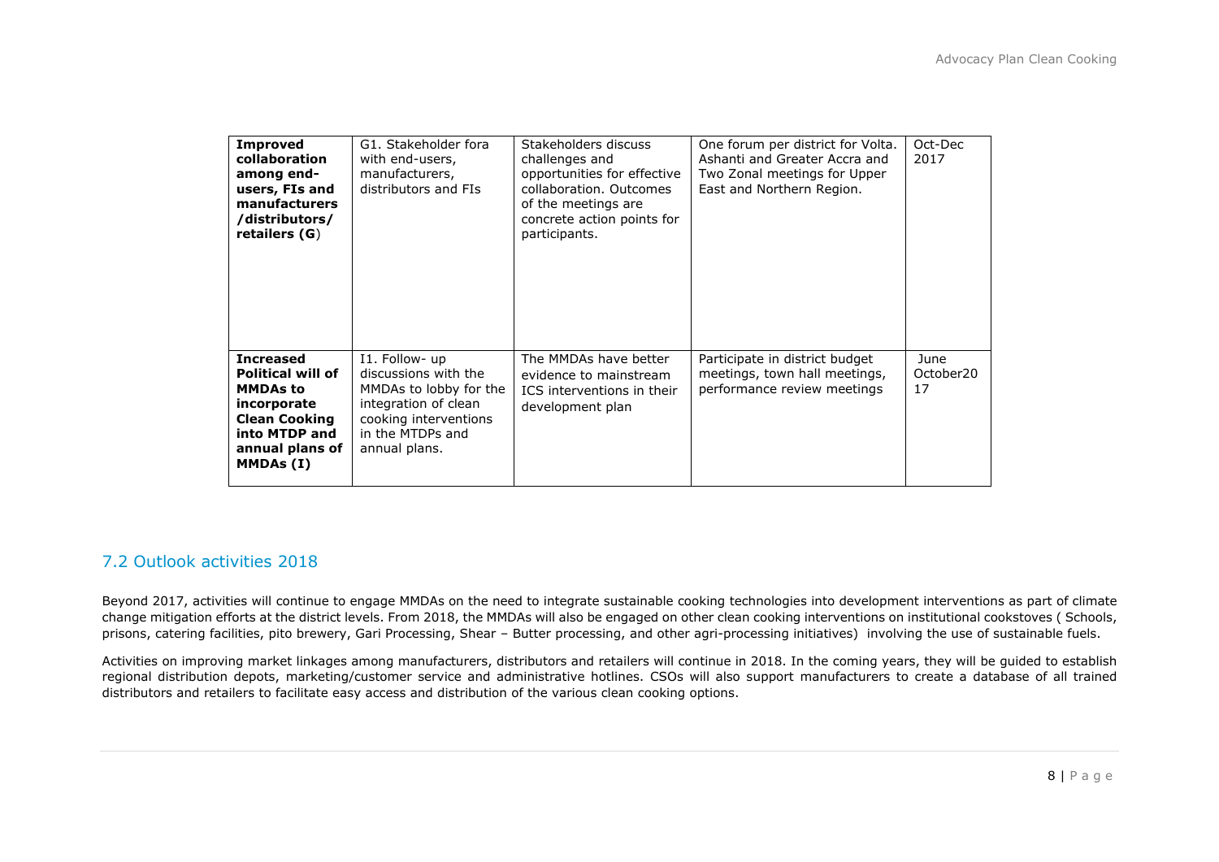| **Improved collaboration among end-users, FIs and manufacturers /distributors/ retailers (G)** | G1. Stakeholder fora with end-users, manufacturers, distributors and FIs | Stakeholders discuss challenges and opportunities for effective collaboration. Outcomes of the meetings are concrete action points for participants. | One forum per district for Volta. Ashanti and Greater Accra and Two Zonal meetings for Upper East and Northern Region. | Oct-Dec 2017 |
|---|---|---|---|---|
| **Increased Political will of MMDAs to incorporate Clean Cooking into MTDP and annual plans of MMDAs (I)** | I1. Follow- up discussions with the MMDAs to lobby for the integration of clean cooking interventions in the MTDPs and annual plans. | The MMDAs have better evidence to mainstream ICS interventions in their development plan | Participate in district budget meetings, town hall meetings, performance review meetings | June October2017 |

## 7.2 Outlook activities 2018

Beyond 2017, activities will continue to engage MMDAs on the need to integrate sustainable cooking technologies into development interventions as part of climate change mitigation efforts at the district levels. From 2018, the MMDAs will also be engaged on other clean cooking interventions on institutional cookstoves ( Schools, prisons, catering facilities, pito brewery, Gari Processing, Shear – Butter processing, and other agri-processing initiatives) involving the use of sustainable fuels.

Activities on improving market linkages among manufacturers, distributors and retailers will continue in 2018. In the coming years, they will be guided to establish regional distribution depots, marketing/customer service and administrative hotlines. CSOs will also support manufacturers to create a database of all trained distributors and retailers to facilitate easy access and distribution of the various clean cooking options.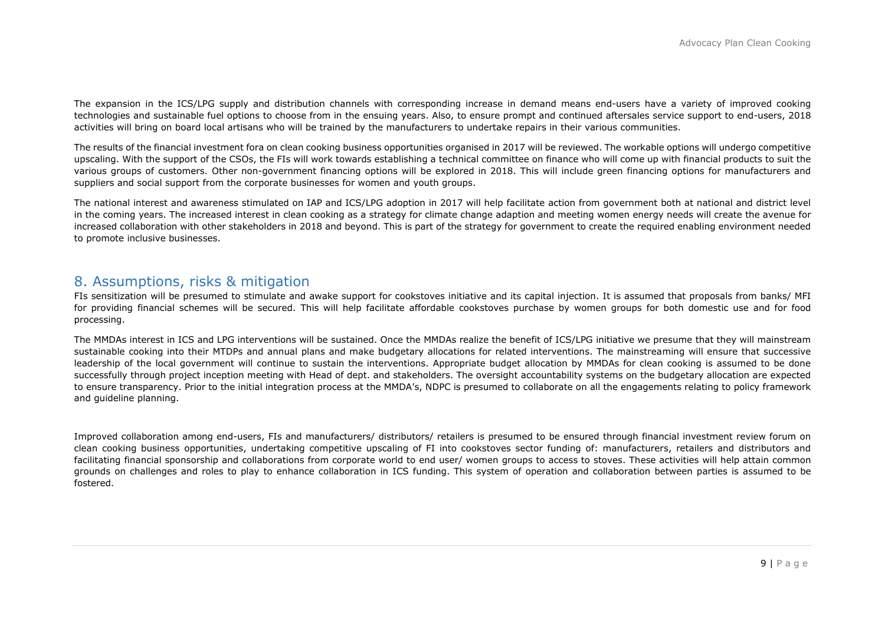The expansion in the ICS/LPG supply and distribution channels with corresponding increase in demand means end-users have a variety of improved cooking technologies and sustainable fuel options to choose from in the ensuing years. Also, to ensure prompt and continued aftersales service support to end-users, 2018 activities will bring on board local artisans who will be trained by the manufacturers to undertake repairs in their various communities.

The results of the financial investment fora on clean cooking business opportunities organised in 2017 will be reviewed. The workable options will undergo competitive upscaling. With the support of the CSOs, the FIs will work towards establishing a technical committee on finance who will come up with financial products to suit the various groups of customers. Other non-government financing options will be explored in 2018. This will include green financing options for manufacturers and suppliers and social support from the corporate businesses for women and youth groups.

The national interest and awareness stimulated on IAP and ICS/LPG adoption in 2017 will help facilitate action from government both at national and district level in the coming years. The increased interest in clean cooking as a strategy for climate change adaption and meeting women energy needs will create the avenue for increased collaboration with other stakeholders in 2018 and beyond. This is part of the strategy for government to create the required enabling environment needed to promote inclusive businesses.

## 8. Assumptions, risks & mitigation

FIs sensitization will be presumed to stimulate and awake support for cookstoves initiative and its capital injection. It is assumed that proposals from banks/ MFI for providing financial schemes will be secured. This will help facilitate affordable cookstoves purchase by women groups for both domestic use and for food processing.

The MMDAs interest in ICS and LPG interventions will be sustained. Once the MMDAs realize the benefit of ICS/LPG initiative we presume that they will mainstream sustainable cooking into their MTDPs and annual plans and make budgetary allocations for related interventions. The mainstreaming will ensure that successive leadership of the local government will continue to sustain the interventions. Appropriate budget allocation by MMDAs for clean cooking is assumed to be done successfully through project inception meeting with Head of dept. and stakeholders. The oversight accountability systems on the budgetary allocation are expected to ensure transparency. Prior to the initial integration process at the MMDA's, NDPC is presumed to collaborate on all the engagements relating to policy framework and guideline planning.

Improved collaboration among end-users, FIs and manufacturers/ distributors/ retailers is presumed to be ensured through financial investment review forum on clean cooking business opportunities, undertaking competitive upscaling of FI into cookstoves sector funding of: manufacturers, retailers and distributors and facilitating financial sponsorship and collaborations from corporate world to end user/ women groups to access to stoves. These activities will help attain common grounds on challenges and roles to play to enhance collaboration in ICS funding. This system of operation and collaboration between parties is assumed to be fostered.